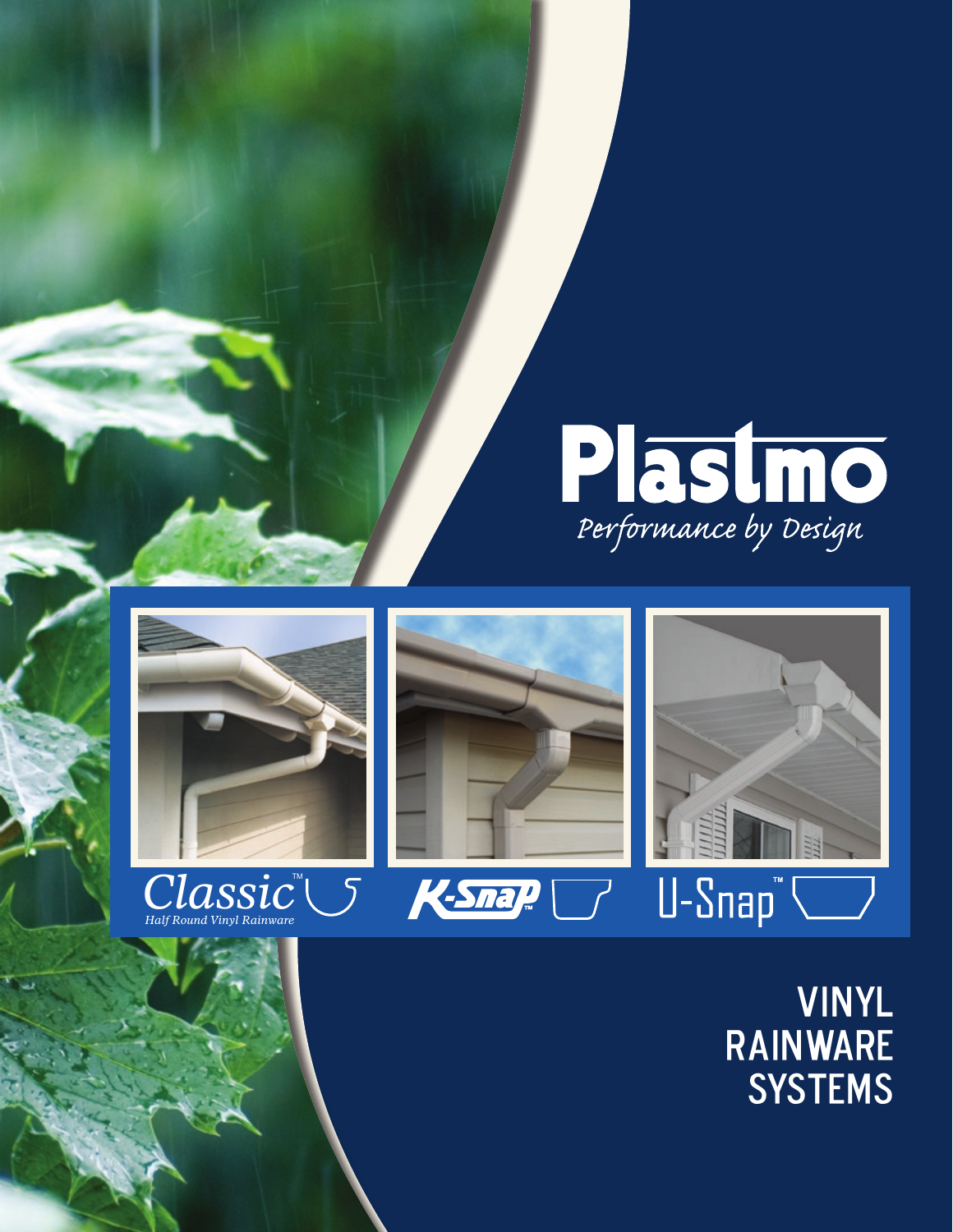# Plastmo

*Performance by Design*

Classic™
*Half Round Vinyl Rainware*

K-Snap™

U-Snap™

# VINYL RAINWARE SYSTEMS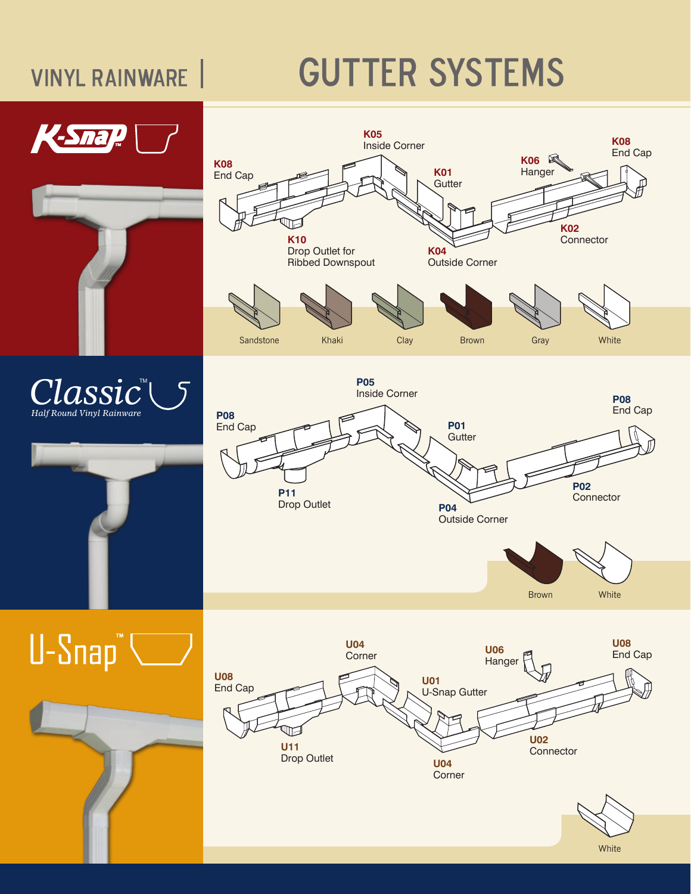# VINYL RAINWARE | GUTTER SYSTEMS

## K-Snap™

K05 Inside Corner

K08 End Cap

K01 Gutter

K06 Hanger

K08 End Cap

K10 Drop Outlet for Ribbed Downspout

K04 Outside Corner

K02 Connector

Sandstone | Khaki | Clay | Brown | Gray | White

## Classic™

*Half Round Vinyl Rainware*

P05 Inside Corner

P08 End Cap

P01 Gutter

P08 End Cap

P11 Drop Outlet

P04 Outside Corner

P02 Connector

Brown | White

## U-Snap™

U04 Corner

U06 Hanger

U08 End Cap

U08 End Cap

U01 U-Snap Gutter

U11 Drop Outlet

U04 Corner

U02 Connector

White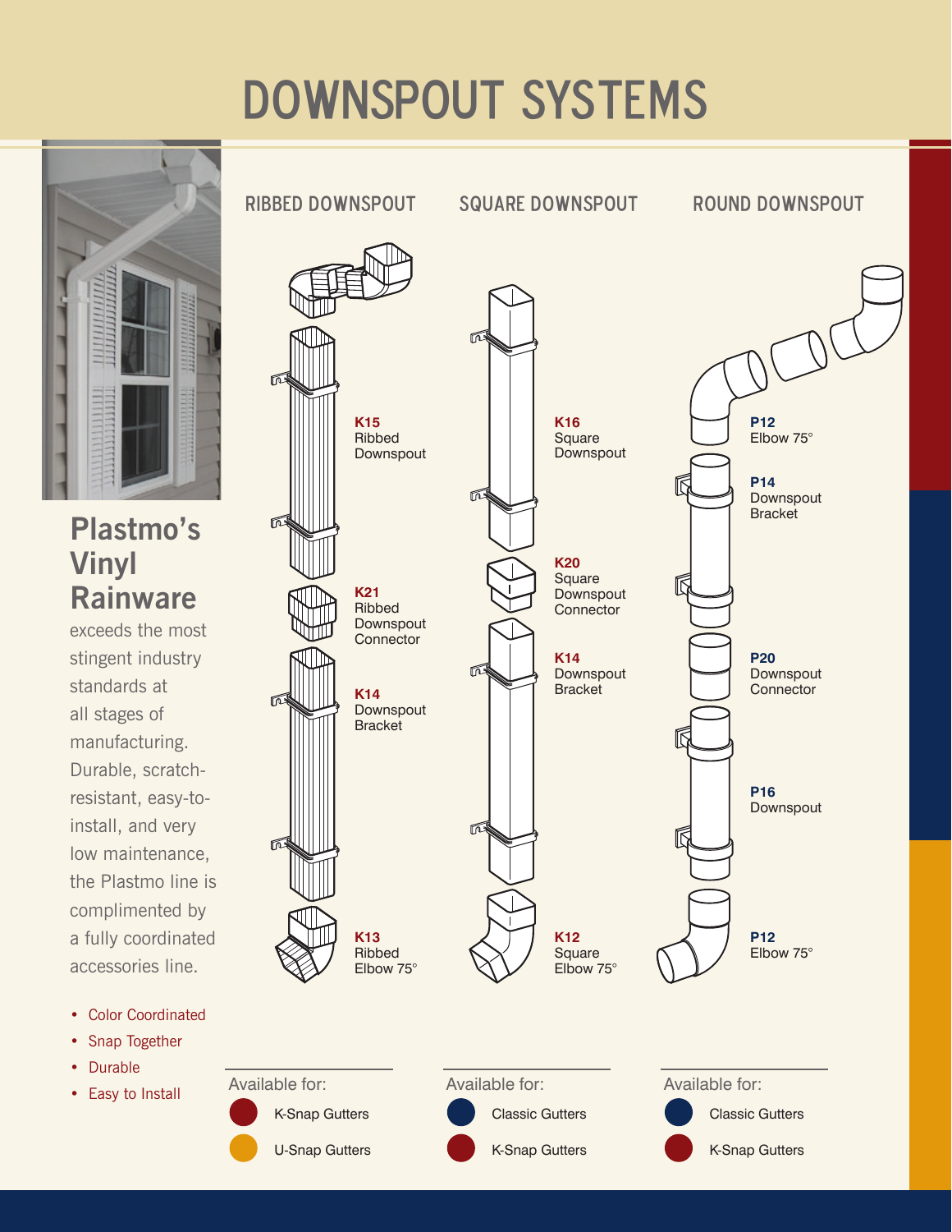# DOWNSPOUT SYSTEMS

## Plastmo's Vinyl Rainware

exceeds the most stringent industry standards at all stages of manufacturing. Durable, scratch-resistant, easy-to-install, and very low maintenance, the Plastmo line is complimented by a fully coordinated accessories line.

- Color Coordinated
- Snap Together
- Durable
- Easy to Install

### RIBBED DOWNSPOUT

**K15** Ribbed Downspout

**K21** Ribbed Downspout Connector

**K14** Downspout Bracket

**K13** Ribbed Elbow 75°

Available for:

- K-Snap Gutters
- U-Snap Gutters

### SQUARE DOWNSPOUT

**K16** Square Downspout

**K20** Square Downspout Connector

**K14** Downspout Bracket

**K12** Square Elbow 75°

Available for:

- Classic Gutters
- K-Snap Gutters

### ROUND DOWNSPOUT

**P12** Elbow 75°

**P14** Downspout Bracket

**P20** Downspout Connector

**P16** Downspout

**P12** Elbow 75°

Available for:

- Classic Gutters
- K-Snap Gutters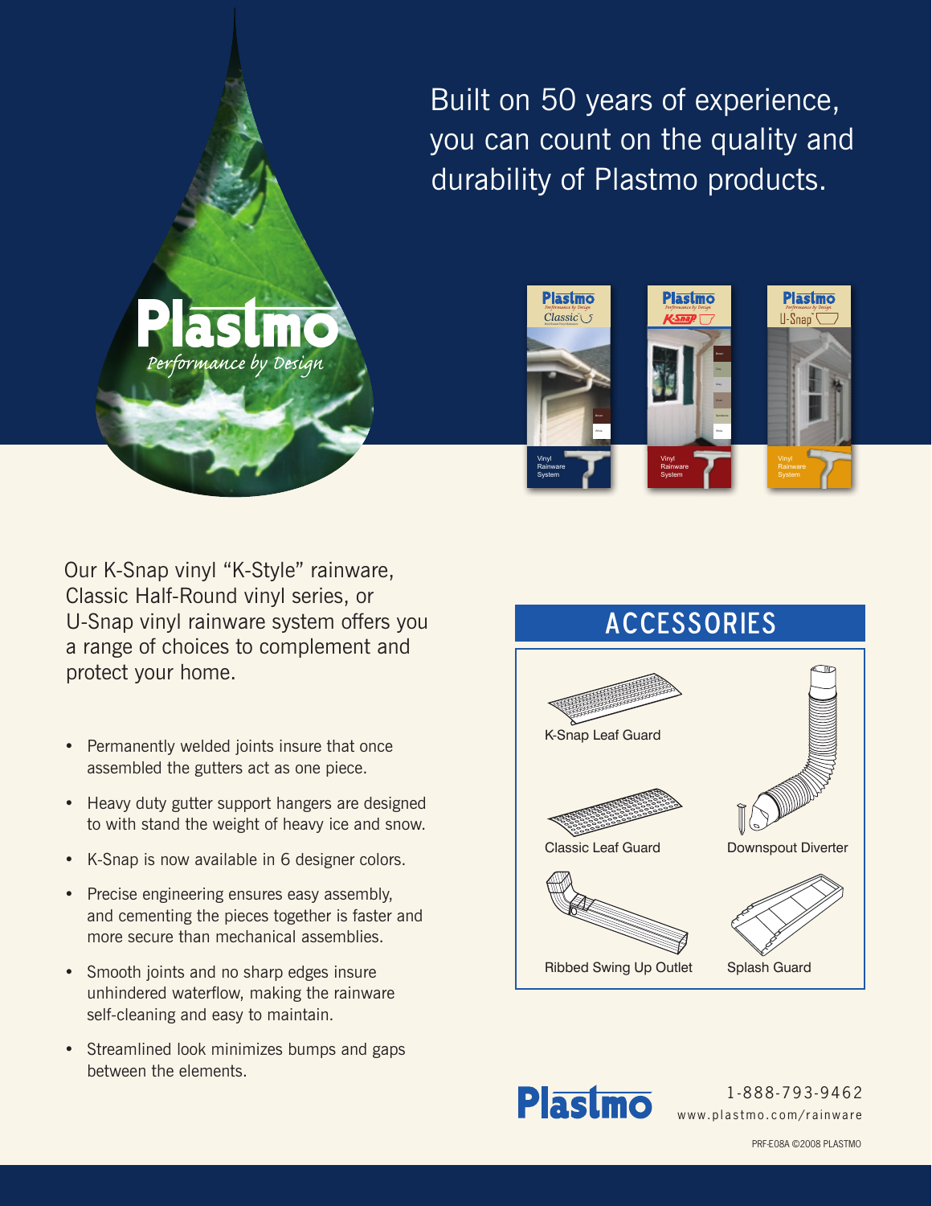Built on 50 years of experience, you can count on the quality and durability of Plastmo products.

Plastmo
*Performance by Design*

Our K-Snap vinyl "K-Style" rainware, Classic Half-Round vinyl series, or U-Snap vinyl rainware system offers you a range of choices to complement and protect your home.

- Permanently welded joints insure that once assembled the gutters act as one piece.
- Heavy duty gutter support hangers are designed to with stand the weight of heavy ice and snow.
- K-Snap is now available in 6 designer colors.
- Precise engineering ensures easy assembly, and cementing the pieces together is faster and more secure than mechanical assemblies.
- Smooth joints and no sharp edges insure unhindered waterflow, making the rainware self-cleaning and easy to maintain.
- Streamlined look minimizes bumps and gaps between the elements.

## ACCESSORIES

K-Snap Leaf Guard

Classic Leaf Guard

Downspout Diverter

Ribbed Swing Up Outlet

Splash Guard

Plastmo

1-888-793-9462
www.plastmo.com/rainware

PRF-E08A ©2008 PLASTMO